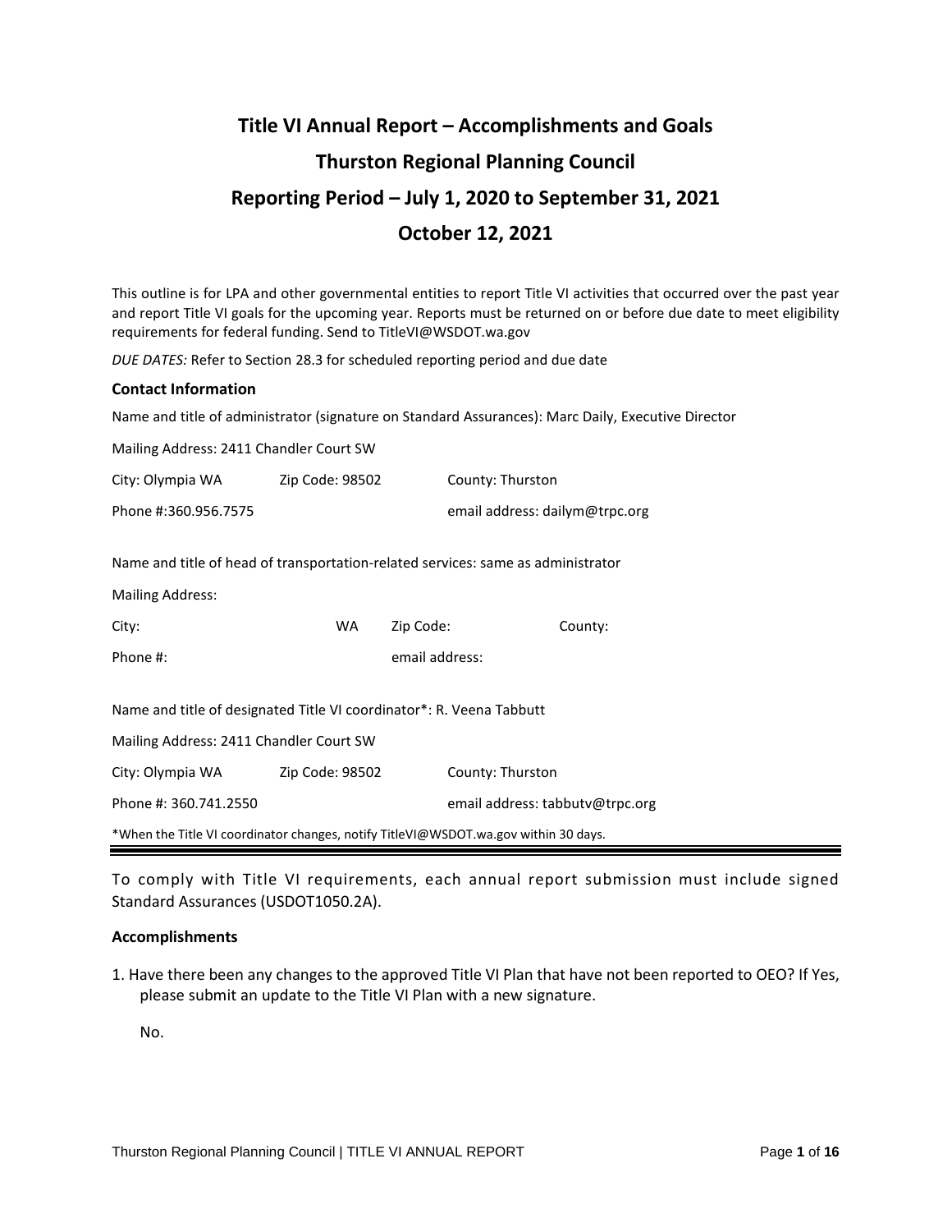# Title VI Annual Report – Accomplishments and Goals

# Thurston Regional Planning Council

# Reporting Period – July 1, 2020 to September 31, 2021

# October 12, 2021

This outline is for LPA and other governmental entities to report Title VI activities that occurred over the past year and report Title VI goals for the upcoming year. Reports must be returned on or before due date to meet eligibility requirements for federal funding. Send to TitleVI@WSDOT.wa.gov

*DUE DATES:* Refer to Section 28.3 for scheduled reporting period and due date

### Contact Information

Name and title of administrator (signature on Standard Assurances): Marc Daily, Executive Director

Mailing Address: 2411 Chandler Court SW

City: Olympia WA    Zip Code: 98502    County: Thurston

Phone #:360.956.7575    email address: dailym@trpc.org

Name and title of head of transportation-related services: same as administrator

Mailing Address:

City:    WA    Zip Code:    County:

Phone #:    email address:

Name and title of designated Title VI coordinator*: R. Veena Tabbutt

Mailing Address: 2411 Chandler Court SW

City: Olympia WA    Zip Code: 98502    County: Thurston

Phone #: 360.741.2550    email address: tabbutv@trpc.org

*When the Title VI coordinator changes, notify TitleVI@WSDOT.wa.gov within 30 days.

---

To comply with Title VI requirements, each annual report submission must include signed Standard Assurances (USDOT1050.2A).

### Accomplishments

1. Have there been any changes to the approved Title VI Plan that have not been reported to OEO? If Yes, please submit an update to the Title VI Plan with a new signature.

   No.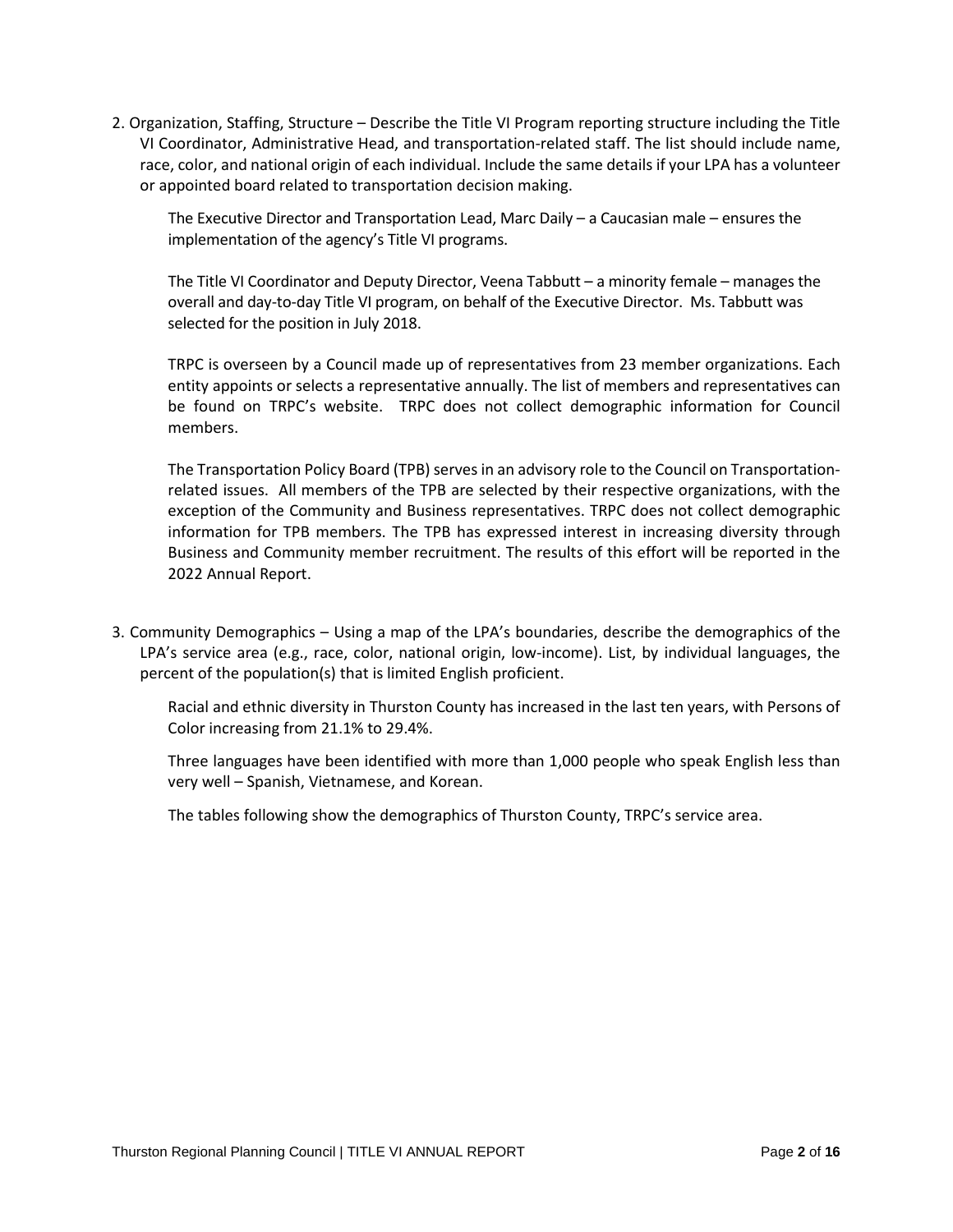2. Organization, Staffing, Structure – Describe the Title VI Program reporting structure including the Title VI Coordinator, Administrative Head, and transportation-related staff. The list should include name, race, color, and national origin of each individual. Include the same details if your LPA has a volunteer or appointed board related to transportation decision making.

   The Executive Director and Transportation Lead, Marc Daily – a Caucasian male – ensures the implementation of the agency's Title VI programs.

   The Title VI Coordinator and Deputy Director, Veena Tabbutt – a minority female – manages the overall and day-to-day Title VI program, on behalf of the Executive Director. Ms. Tabbutt was selected for the position in July 2018.

   TRPC is overseen by a Council made up of representatives from 23 member organizations. Each entity appoints or selects a representative annually. The list of members and representatives can be found on TRPC's website. TRPC does not collect demographic information for Council members.

   The Transportation Policy Board (TPB) serves in an advisory role to the Council on Transportation-related issues. All members of the TPB are selected by their respective organizations, with the exception of the Community and Business representatives. TRPC does not collect demographic information for TPB members. The TPB has expressed interest in increasing diversity through Business and Community member recruitment. The results of this effort will be reported in the 2022 Annual Report.

3. Community Demographics – Using a map of the LPA's boundaries, describe the demographics of the LPA's service area (e.g., race, color, national origin, low-income). List, by individual languages, the percent of the population(s) that is limited English proficient.

   Racial and ethnic diversity in Thurston County has increased in the last ten years, with Persons of Color increasing from 21.1% to 29.4%.

   Three languages have been identified with more than 1,000 people who speak English less than very well – Spanish, Vietnamese, and Korean.

   The tables following show the demographics of Thurston County, TRPC's service area.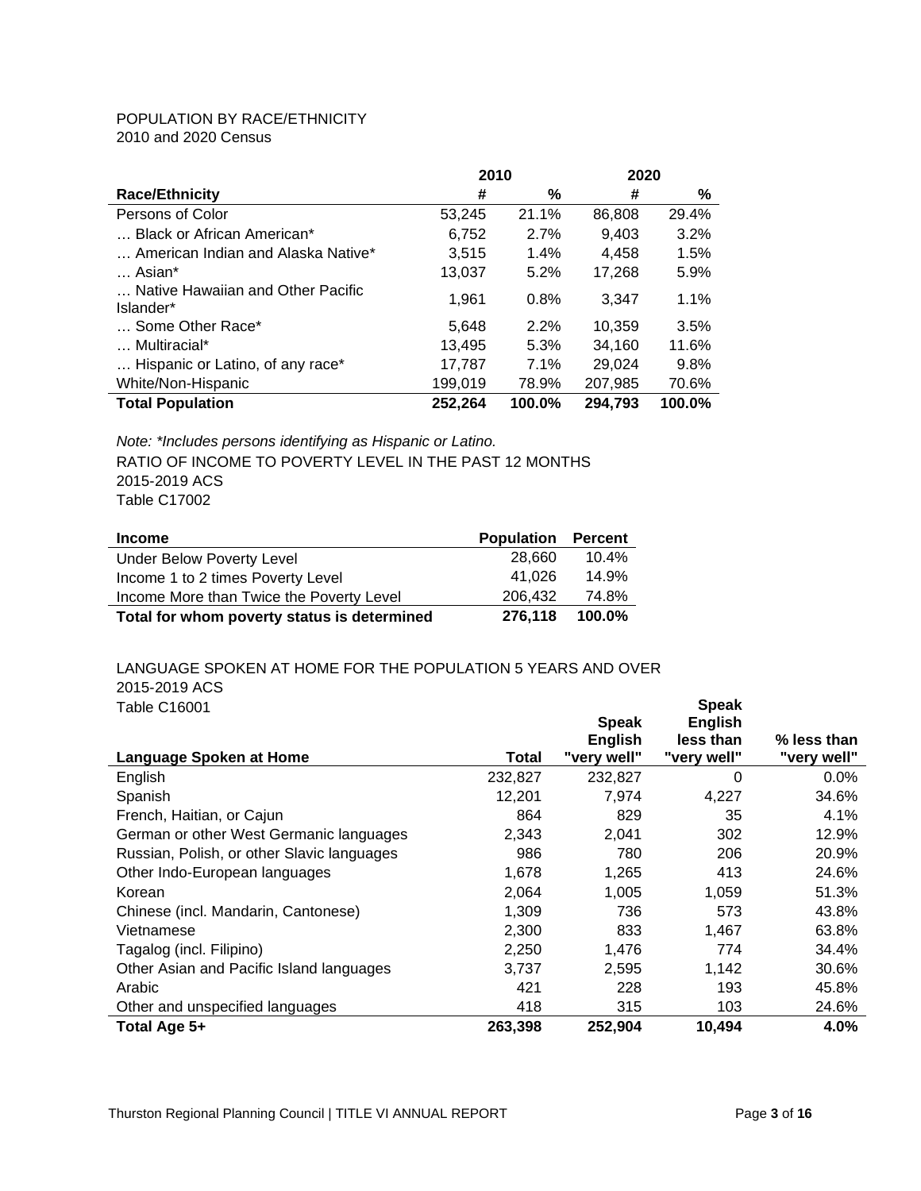POPULATION BY RACE/ETHNICITY
2010 and 2020 Census

| | 2010 | | 2020 | |
|---|---|---|---|---|
| **Race/Ethnicity** | **#** | **%** | **#** | **%** |
| Persons of Color | 53,245 | 21.1% | 86,808 | 29.4% |
| … Black or African American* | 6,752 | 2.7% | 9,403 | 3.2% |
| … American Indian and Alaska Native* | 3,515 | 1.4% | 4,458 | 1.5% |
| … Asian* | 13,037 | 5.2% | 17,268 | 5.9% |
| … Native Hawaiian and Other Pacific Islander* | 1,961 | 0.8% | 3,347 | 1.1% |
| … Some Other Race* | 5,648 | 2.2% | 10,359 | 3.5% |
| … Multiracial* | 13,495 | 5.3% | 34,160 | 11.6% |
| … Hispanic or Latino, of any race* | 17,787 | 7.1% | 29,024 | 9.8% |
| White/Non-Hispanic | 199,019 | 78.9% | 207,985 | 70.6% |
| **Total Population** | **252,264** | **100.0%** | **294,793** | **100.0%** |

*Note: *Includes persons identifying as Hispanic or Latino.*

RATIO OF INCOME TO POVERTY LEVEL IN THE PAST 12 MONTHS
2015-2019 ACS
Table C17002

| Income | Population | Percent |
|---|---|---|
| Under Below Poverty Level | 28,660 | 10.4% |
| Income 1 to 2 times Poverty Level | 41,026 | 14.9% |
| Income More than Twice the Poverty Level | 206,432 | 74.8% |
| **Total for whom poverty status is determined** | **276,118** | **100.0%** |

LANGUAGE SPOKEN AT HOME FOR THE POPULATION 5 YEARS AND OVER
2015-2019 ACS
Table C16001

| Language Spoken at Home | Total | Speak English "very well" | Speak English less than "very well" | % less than "very well" |
|---|---|---|---|---|
| English | 232,827 | 232,827 | 0 | 0.0% |
| Spanish | 12,201 | 7,974 | 4,227 | 34.6% |
| French, Haitian, or Cajun | 864 | 829 | 35 | 4.1% |
| German or other West Germanic languages | 2,343 | 2,041 | 302 | 12.9% |
| Russian, Polish, or other Slavic languages | 986 | 780 | 206 | 20.9% |
| Other Indo-European languages | 1,678 | 1,265 | 413 | 24.6% |
| Korean | 2,064 | 1,005 | 1,059 | 51.3% |
| Chinese (incl. Mandarin, Cantonese) | 1,309 | 736 | 573 | 43.8% |
| Vietnamese | 2,300 | 833 | 1,467 | 63.8% |
| Tagalog (incl. Filipino) | 2,250 | 1,476 | 774 | 34.4% |
| Other Asian and Pacific Island languages | 3,737 | 2,595 | 1,142 | 30.6% |
| Arabic | 421 | 228 | 193 | 45.8% |
| Other and unspecified languages | 418 | 315 | 103 | 24.6% |
| **Total Age 5+** | **263,398** | **252,904** | **10,494** | **4.0%** |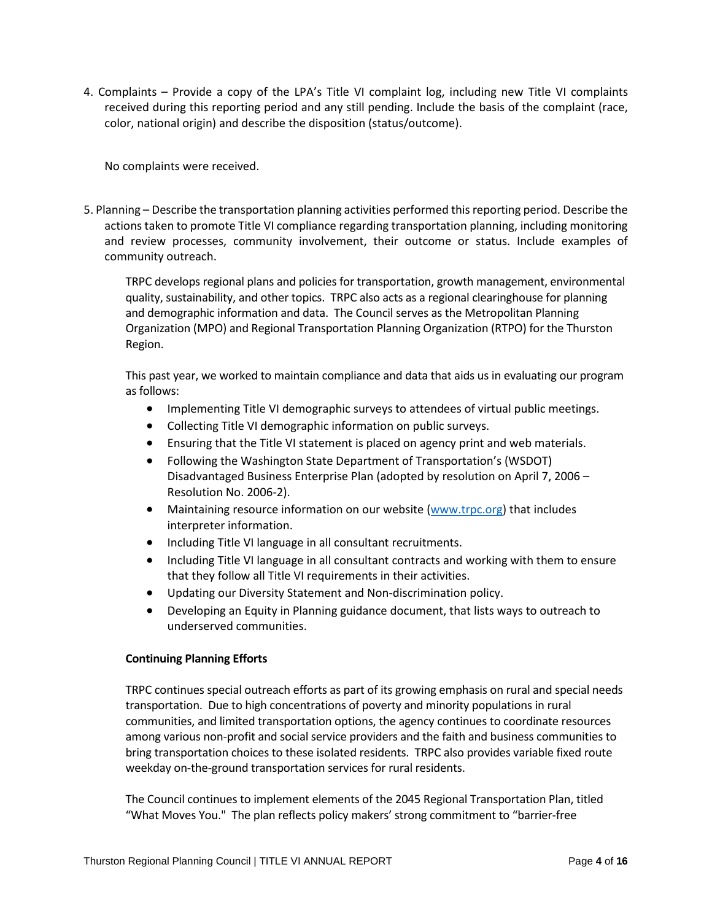4. Complaints – Provide a copy of the LPA's Title VI complaint log, including new Title VI complaints received during this reporting period and any still pending. Include the basis of the complaint (race, color, national origin) and describe the disposition (status/outcome).

No complaints were received.

5. Planning – Describe the transportation planning activities performed this reporting period. Describe the actions taken to promote Title VI compliance regarding transportation planning, including monitoring and review processes, community involvement, their outcome or status. Include examples of community outreach.

TRPC develops regional plans and policies for transportation, growth management, environmental quality, sustainability, and other topics. TRPC also acts as a regional clearinghouse for planning and demographic information and data. The Council serves as the Metropolitan Planning Organization (MPO) and Regional Transportation Planning Organization (RTPO) for the Thurston Region.

This past year, we worked to maintain compliance and data that aids us in evaluating our program as follows:

- Implementing Title VI demographic surveys to attendees of virtual public meetings.
- Collecting Title VI demographic information on public surveys.
- Ensuring that the Title VI statement is placed on agency print and web materials.
- Following the Washington State Department of Transportation's (WSDOT) Disadvantaged Business Enterprise Plan (adopted by resolution on April 7, 2006 – Resolution No. 2006-2).
- Maintaining resource information on our website ([www.trpc.org](www.trpc.org)) that includes interpreter information.
- Including Title VI language in all consultant recruitments.
- Including Title VI language in all consultant contracts and working with them to ensure that they follow all Title VI requirements in their activities.
- Updating our Diversity Statement and Non-discrimination policy.
- Developing an Equity in Planning guidance document, that lists ways to outreach to underserved communities.

**Continuing Planning Efforts**

TRPC continues special outreach efforts as part of its growing emphasis on rural and special needs transportation. Due to high concentrations of poverty and minority populations in rural communities, and limited transportation options, the agency continues to coordinate resources among various non-profit and social service providers and the faith and business communities to bring transportation choices to these isolated residents. TRPC also provides variable fixed route weekday on-the-ground transportation services for rural residents.

The Council continues to implement elements of the 2045 Regional Transportation Plan, titled "What Moves You." The plan reflects policy makers' strong commitment to "barrier-free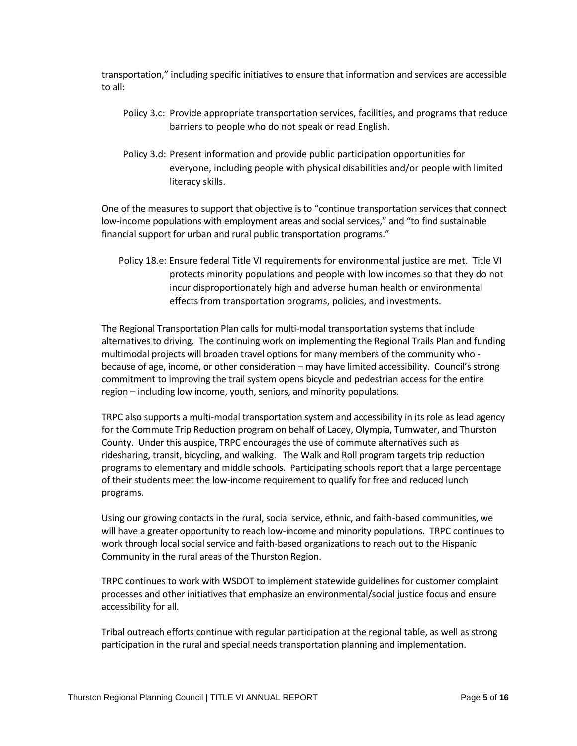transportation," including specific initiatives to ensure that information and services are accessible to all:

> Policy 3.c: Provide appropriate transportation services, facilities, and programs that reduce barriers to people who do not speak or read English.

> Policy 3.d: Present information and provide public participation opportunities for everyone, including people with physical disabilities and/or people with limited literacy skills.

One of the measures to support that objective is to "continue transportation services that connect low-income populations with employment areas and social services," and "to find sustainable financial support for urban and rural public transportation programs."

> Policy 18.e: Ensure federal Title VI requirements for environmental justice are met. Title VI protects minority populations and people with low incomes so that they do not incur disproportionately high and adverse human health or environmental effects from transportation programs, policies, and investments.

The Regional Transportation Plan calls for multi-modal transportation systems that include alternatives to driving. The continuing work on implementing the Regional Trails Plan and funding multimodal projects will broaden travel options for many members of the community who - because of age, income, or other consideration – may have limited accessibility. Council's strong commitment to improving the trail system opens bicycle and pedestrian access for the entire region – including low income, youth, seniors, and minority populations.

TRPC also supports a multi-modal transportation system and accessibility in its role as lead agency for the Commute Trip Reduction program on behalf of Lacey, Olympia, Tumwater, and Thurston County. Under this auspice, TRPC encourages the use of commute alternatives such as ridesharing, transit, bicycling, and walking. The Walk and Roll program targets trip reduction programs to elementary and middle schools. Participating schools report that a large percentage of their students meet the low-income requirement to qualify for free and reduced lunch programs.

Using our growing contacts in the rural, social service, ethnic, and faith-based communities, we will have a greater opportunity to reach low-income and minority populations. TRPC continues to work through local social service and faith-based organizations to reach out to the Hispanic Community in the rural areas of the Thurston Region.

TRPC continues to work with WSDOT to implement statewide guidelines for customer complaint processes and other initiatives that emphasize an environmental/social justice focus and ensure accessibility for all.

Tribal outreach efforts continue with regular participation at the regional table, as well as strong participation in the rural and special needs transportation planning and implementation.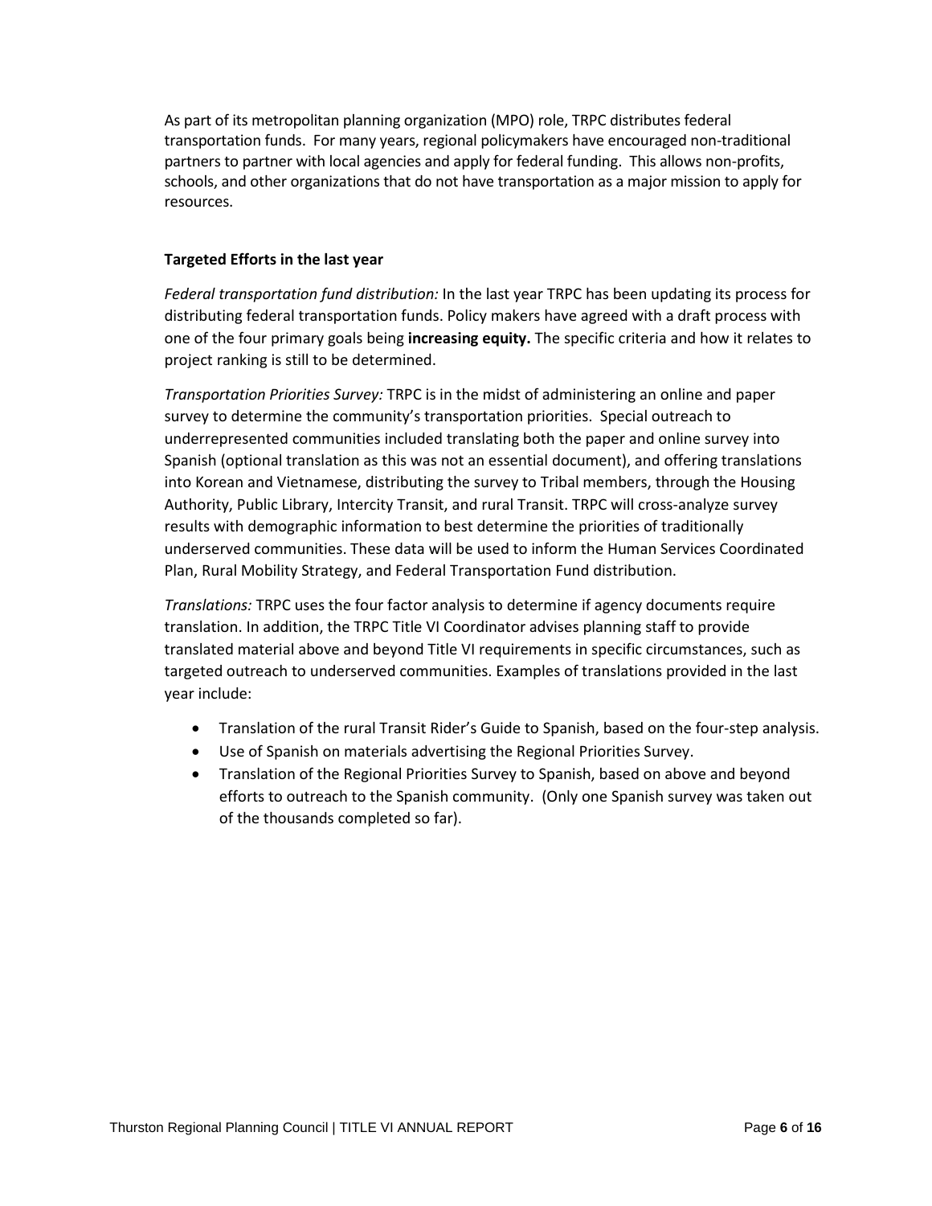As part of its metropolitan planning organization (MPO) role, TRPC distributes federal transportation funds. For many years, regional policymakers have encouraged non-traditional partners to partner with local agencies and apply for federal funding. This allows non-profits, schools, and other organizations that do not have transportation as a major mission to apply for resources.

**Targeted Efforts in the last year**

*Federal transportation fund distribution:* In the last year TRPC has been updating its process for distributing federal transportation funds. Policy makers have agreed with a draft process with one of the four primary goals being **increasing equity.** The specific criteria and how it relates to project ranking is still to be determined.

*Transportation Priorities Survey:* TRPC is in the midst of administering an online and paper survey to determine the community's transportation priorities. Special outreach to underrepresented communities included translating both the paper and online survey into Spanish (optional translation as this was not an essential document), and offering translations into Korean and Vietnamese, distributing the survey to Tribal members, through the Housing Authority, Public Library, Intercity Transit, and rural Transit. TRPC will cross-analyze survey results with demographic information to best determine the priorities of traditionally underserved communities. These data will be used to inform the Human Services Coordinated Plan, Rural Mobility Strategy, and Federal Transportation Fund distribution.

*Translations:* TRPC uses the four factor analysis to determine if agency documents require translation. In addition, the TRPC Title VI Coordinator advises planning staff to provide translated material above and beyond Title VI requirements in specific circumstances, such as targeted outreach to underserved communities. Examples of translations provided in the last year include:

- Translation of the rural Transit Rider's Guide to Spanish, based on the four-step analysis.
- Use of Spanish on materials advertising the Regional Priorities Survey.
- Translation of the Regional Priorities Survey to Spanish, based on above and beyond efforts to outreach to the Spanish community. (Only one Spanish survey was taken out of the thousands completed so far).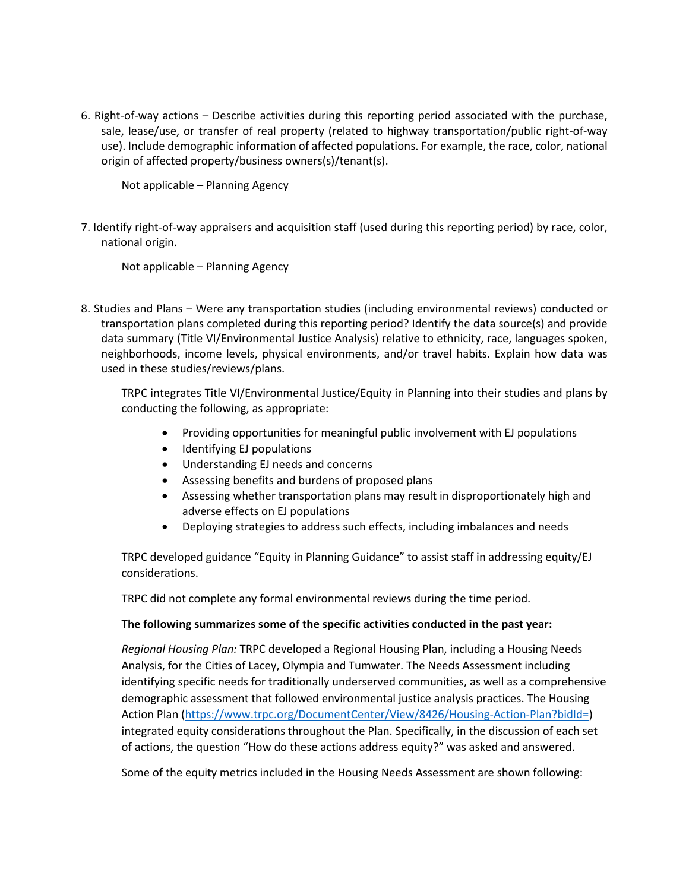6. Right-of-way actions – Describe activities during this reporting period associated with the purchase, sale, lease/use, or transfer of real property (related to highway transportation/public right-of-way use). Include demographic information of affected populations. For example, the race, color, national origin of affected property/business owners(s)/tenant(s).

   Not applicable – Planning Agency

7. Identify right-of-way appraisers and acquisition staff (used during this reporting period) by race, color, national origin.

   Not applicable – Planning Agency

8. Studies and Plans – Were any transportation studies (including environmental reviews) conducted or transportation plans completed during this reporting period? Identify the data source(s) and provide data summary (Title VI/Environmental Justice Analysis) relative to ethnicity, race, languages spoken, neighborhoods, income levels, physical environments, and/or travel habits. Explain how data was used in these studies/reviews/plans.

   TRPC integrates Title VI/Environmental Justice/Equity in Planning into their studies and plans by conducting the following, as appropriate:

   - Providing opportunities for meaningful public involvement with EJ populations
   - Identifying EJ populations
   - Understanding EJ needs and concerns
   - Assessing benefits and burdens of proposed plans
   - Assessing whether transportation plans may result in disproportionately high and adverse effects on EJ populations
   - Deploying strategies to address such effects, including imbalances and needs

   TRPC developed guidance "Equity in Planning Guidance" to assist staff in addressing equity/EJ considerations.

   TRPC did not complete any formal environmental reviews during the time period.

   **The following summarizes some of the specific activities conducted in the past year:**

   *Regional Housing Plan:* TRPC developed a Regional Housing Plan, including a Housing Needs Analysis, for the Cities of Lacey, Olympia and Tumwater. The Needs Assessment including identifying specific needs for traditionally underserved communities, as well as a comprehensive demographic assessment that followed environmental justice analysis practices. The Housing Action Plan (https://www.trpc.org/DocumentCenter/View/8426/Housing-Action-Plan?bidId=) integrated equity considerations throughout the Plan. Specifically, in the discussion of each set of actions, the question "How do these actions address equity?" was asked and answered.

   Some of the equity metrics included in the Housing Needs Assessment are shown following: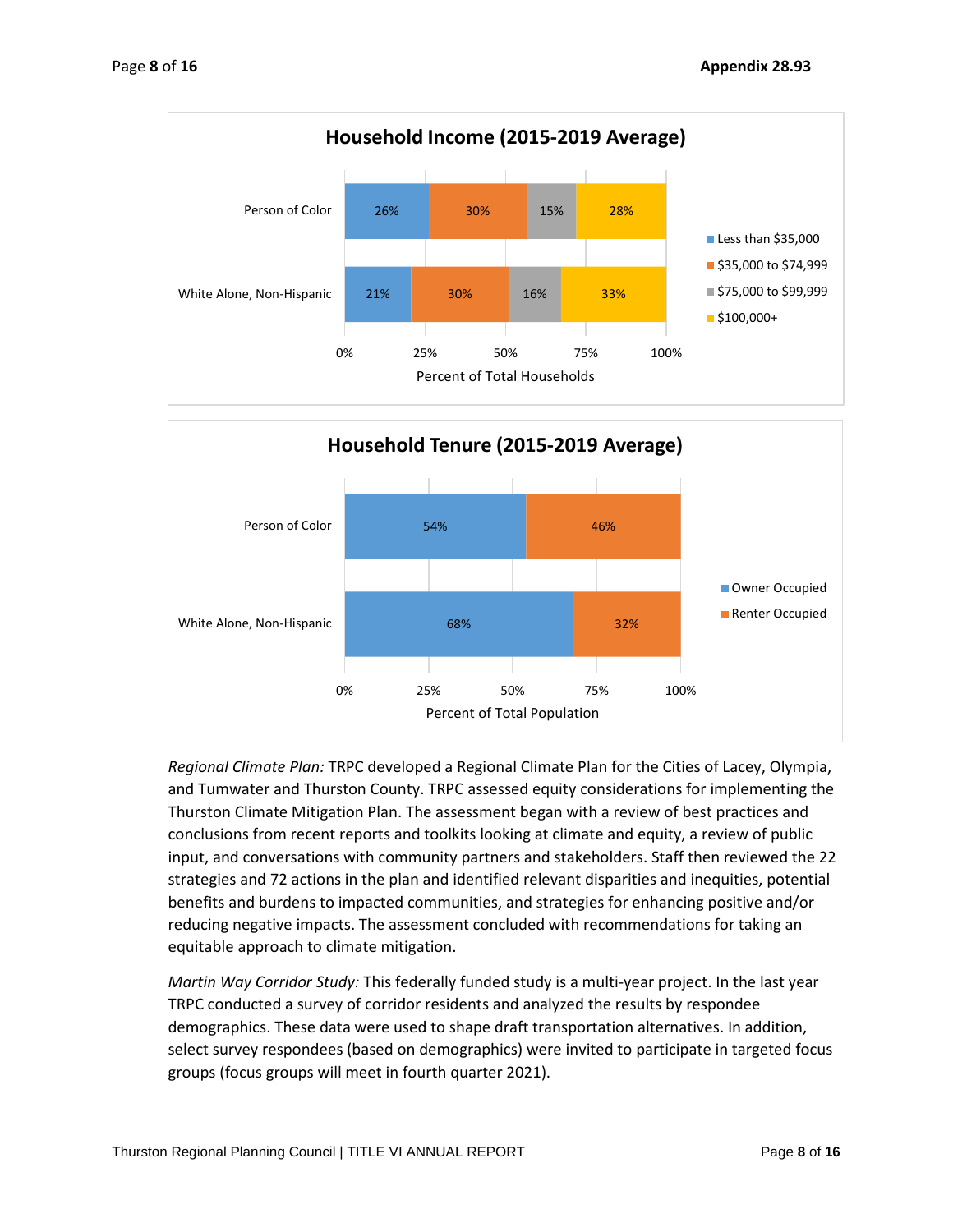**Household Income (2015-2019 Average)**

| | Less than $35,000 | $35,000 to $74,999 | $75,000 to $99,999 | $100,000+ |
|---|---|---|---|---|
| Person of Color | 26% | 30% | 15% | 28% |
| White Alone, Non-Hispanic | 21% | 30% | 16% | 33% |

Percent of Total Households

**Household Tenure (2015-2019 Average)**

| | Owner Occupied | Renter Occupied |
|---|---|---|
| Person of Color | 54% | 46% |
| White Alone, Non-Hispanic | 68% | 32% |

Percent of Total Population

*Regional Climate Plan:* TRPC developed a Regional Climate Plan for the Cities of Lacey, Olympia, and Tumwater and Thurston County. TRPC assessed equity considerations for implementing the Thurston Climate Mitigation Plan. The assessment began with a review of best practices and conclusions from recent reports and toolkits looking at climate and equity, a review of public input, and conversations with community partners and stakeholders. Staff then reviewed the 22 strategies and 72 actions in the plan and identified relevant disparities and inequities, potential benefits and burdens to impacted communities, and strategies for enhancing positive and/or reducing negative impacts. The assessment concluded with recommendations for taking an equitable approach to climate mitigation.

*Martin Way Corridor Study:* This federally funded study is a multi-year project. In the last year TRPC conducted a survey of corridor residents and analyzed the results by respondee demographics. These data were used to shape draft transportation alternatives. In addition, select survey respondees (based on demographics) were invited to participate in targeted focus groups (focus groups will meet in fourth quarter 2021).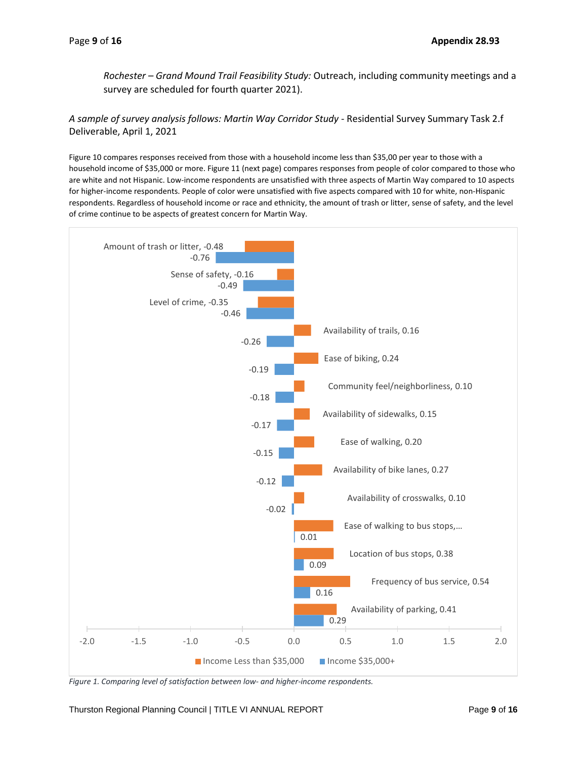*Rochester – Grand Mound Trail Feasibility Study:* Outreach, including community meetings and a survey are scheduled for fourth quarter 2021).

*A sample of survey analysis follows: Martin Way Corridor Study* - Residential Survey Summary Task 2.f Deliverable, April 1, 2021

Figure 10 compares responses received from those with a household income less than $35,00 per year to those with a household income of $35,000 or more. Figure 11 (next page) compares responses from people of color compared to those who are white and not Hispanic. Low-income respondents are unsatisfied with three aspects of Martin Way compared to 10 aspects for higher-income respondents. People of color were unsatisfied with five aspects compared with 10 for white, non-Hispanic respondents. Regardless of household income or race and ethnicity, the amount of trash or litter, sense of safety, and the level of crime continue to be aspects of greatest concern for Martin Way.

| Aspect | Income Less than $35,000 | Income $35,000+ |
|---|---|---|
| Amount of trash or litter | -0.48 | -0.76 |
| Sense of safety | -0.16 | -0.49 |
| Level of crime | -0.35 | -0.46 |
| Availability of trails | 0.16 | -0.26 |
| Ease of biking | 0.24 | -0.19 |
| Community feel/neighborliness | 0.10 | -0.18 |
| Availability of sidewalks | 0.15 | -0.17 |
| Ease of walking | 0.20 | -0.15 |
| Availability of bike lanes | 0.27 | -0.12 |
| Availability of crosswalks | 0.10 | -0.02 |
| Ease of walking to bus stops,… | | 0.01 |
| Location of bus stops | 0.38 | 0.09 |
| Frequency of bus service | 0.54 | 0.16 |
| Availability of parking | 0.41 | 0.29 |

*Figure 1. Comparing level of satisfaction between low- and higher-income respondents.*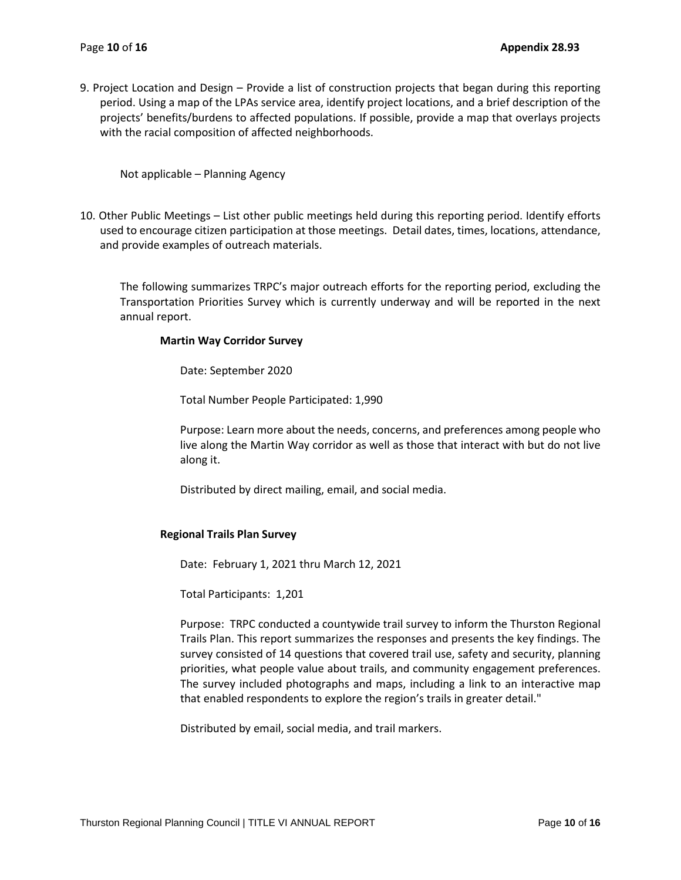9. Project Location and Design – Provide a list of construction projects that began during this reporting period. Using a map of the LPAs service area, identify project locations, and a brief description of the projects' benefits/burdens to affected populations. If possible, provide a map that overlays projects with the racial composition of affected neighborhoods.

Not applicable – Planning Agency

10. Other Public Meetings – List other public meetings held during this reporting period. Identify efforts used to encourage citizen participation at those meetings. Detail dates, times, locations, attendance, and provide examples of outreach materials.

The following summarizes TRPC's major outreach efforts for the reporting period, excluding the Transportation Priorities Survey which is currently underway and will be reported in the next annual report.

**Martin Way Corridor Survey**

Date: September 2020

Total Number People Participated: 1,990

Purpose: Learn more about the needs, concerns, and preferences among people who live along the Martin Way corridor as well as those that interact with but do not live along it.

Distributed by direct mailing, email, and social media.

**Regional Trails Plan Survey**

Date: February 1, 2021 thru March 12, 2021

Total Participants: 1,201

Purpose: TRPC conducted a countywide trail survey to inform the Thurston Regional Trails Plan. This report summarizes the responses and presents the key findings. The survey consisted of 14 questions that covered trail use, safety and security, planning priorities, what people value about trails, and community engagement preferences. The survey included photographs and maps, including a link to an interactive map that enabled respondents to explore the region's trails in greater detail."

Distributed by email, social media, and trail markers.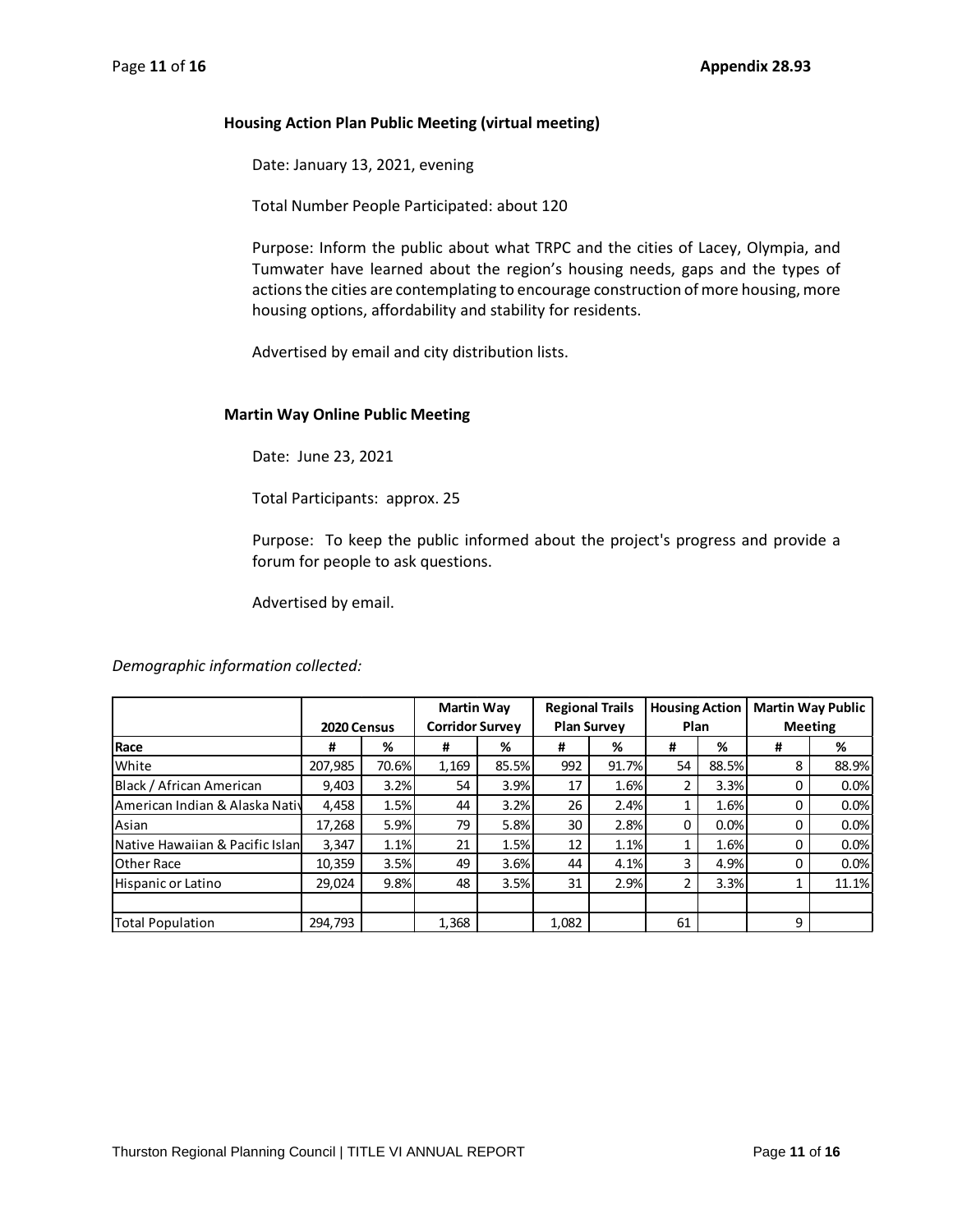### Housing Action Plan Public Meeting (virtual meeting)

Date: January 13, 2021, evening

Total Number People Participated: about 120

Purpose: Inform the public about what TRPC and the cities of Lacey, Olympia, and Tumwater have learned about the region's housing needs, gaps and the types of actions the cities are contemplating to encourage construction of more housing, more housing options, affordability and stability for residents.

Advertised by email and city distribution lists.

### Martin Way Online Public Meeting

Date: June 23, 2021

Total Participants: approx. 25

Purpose: To keep the public informed about the project's progress and provide a forum for people to ask questions.

Advertised by email.

*Demographic information collected:*

| | 2020 Census | | Martin Way Corridor Survey | | Regional Trails Plan Survey | | Housing Action Plan | | Martin Way Public Meeting | |
|---|---|---|---|---|---|---|---|---|---|---|
| **Race** | **#** | **%** | **#** | **%** | **#** | **%** | **#** | **%** | **#** | **%** |
| White | 207,985 | 70.6% | 1,169 | 85.5% | 992 | 91.7% | 54 | 88.5% | 8 | 88.9% |
| Black / African American | 9,403 | 3.2% | 54 | 3.9% | 17 | 1.6% | 2 | 3.3% | 0 | 0.0% |
| American Indian & Alaska Nativ | 4,458 | 1.5% | 44 | 3.2% | 26 | 2.4% | 1 | 1.6% | 0 | 0.0% |
| Asian | 17,268 | 5.9% | 79 | 5.8% | 30 | 2.8% | 0 | 0.0% | 0 | 0.0% |
| Native Hawaiian & Pacific Islan | 3,347 | 1.1% | 21 | 1.5% | 12 | 1.1% | 1 | 1.6% | 0 | 0.0% |
| Other Race | 10,359 | 3.5% | 49 | 3.6% | 44 | 4.1% | 3 | 4.9% | 0 | 0.0% |
| Hispanic or Latino | 29,024 | 9.8% | 48 | 3.5% | 31 | 2.9% | 2 | 3.3% | 1 | 11.1% |
| | | | | | | | | | | |
| Total Population | 294,793 | | 1,368 | | 1,082 | | 61 | | 9 | |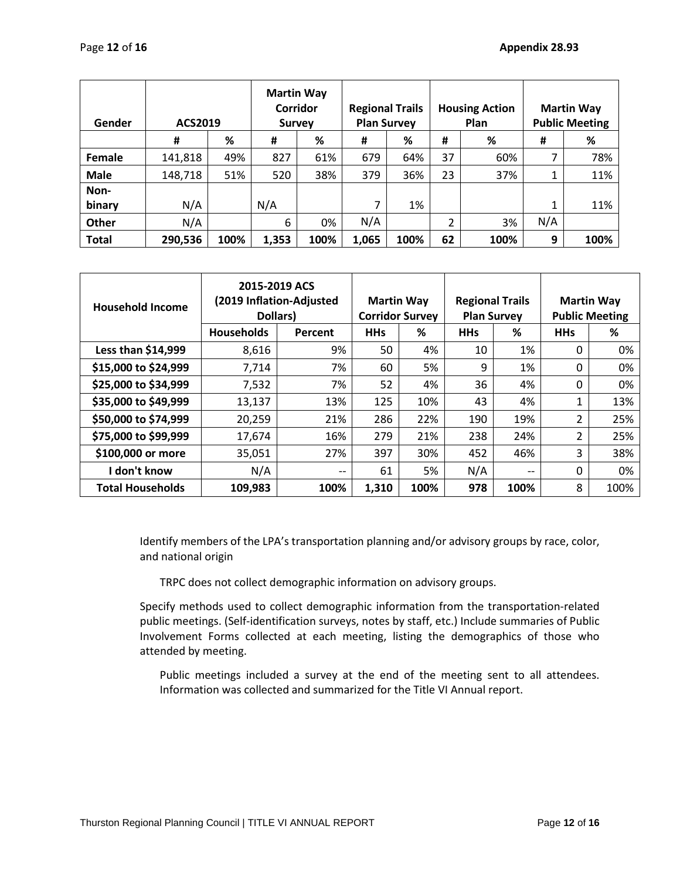| Gender | ACS2019 | | Martin Way Corridor Survey | | Regional Trails Plan Survey | | Housing Action Plan | | Martin Way Public Meeting | |
|---|---|---|---|---|---|---|---|---|---|---|
| | # | % | # | % | # | % | # | % | # | % |
| **Female** | 141,818 | 49% | 827 | 61% | 679 | 64% | 37 | 60% | 7 | 78% |
| **Male** | 148,718 | 51% | 520 | 38% | 379 | 36% | 23 | 37% | 1 | 11% |
| **Non-binary** | N/A | | N/A | | 7 | 1% | | | 1 | 11% |
| **Other** | N/A | | 6 | 0% | N/A | | 2 | 3% | N/A | |
| **Total** | **290,536** | **100%** | **1,353** | **100%** | **1,065** | **100%** | **62** | **100%** | **9** | **100%** |

| Household Income | 2015-2019 ACS (2019 Inflation-Adjusted Dollars) | | Martin Way Corridor Survey | | Regional Trails Plan Survey | | Martin Way Public Meeting | |
|---|---|---|---|---|---|---|---|---|
| | Households | Percent | HHs | % | HHs | % | HHs | % |
| **Less than $14,999** | 8,616 | 9% | 50 | 4% | 10 | 1% | 0 | 0% |
| **$15,000 to $24,999** | 7,714 | 7% | 60 | 5% | 9 | 1% | 0 | 0% |
| **$25,000 to $34,999** | 7,532 | 7% | 52 | 4% | 36 | 4% | 0 | 0% |
| **$35,000 to $49,999** | 13,137 | 13% | 125 | 10% | 43 | 4% | 1 | 13% |
| **$50,000 to $74,999** | 20,259 | 21% | 286 | 22% | 190 | 19% | 2 | 25% |
| **$75,000 to $99,999** | 17,674 | 16% | 279 | 21% | 238 | 24% | 2 | 25% |
| **$100,000 or more** | 35,051 | 27% | 397 | 30% | 452 | 46% | 3 | 38% |
| **I don't know** | N/A | -- | 61 | 5% | N/A | -- | 0 | 0% |
| **Total Households** | **109,983** | **100%** | **1,310** | **100%** | **978** | **100%** | 8 | 100% |

Identify members of the LPA's transportation planning and/or advisory groups by race, color, and national origin

TRPC does not collect demographic information on advisory groups.

Specify methods used to collect demographic information from the transportation-related public meetings. (Self-identification surveys, notes by staff, etc.) Include summaries of Public Involvement Forms collected at each meeting, listing the demographics of those who attended by meeting.

Public meetings included a survey at the end of the meeting sent to all attendees. Information was collected and summarized for the Title VI Annual report.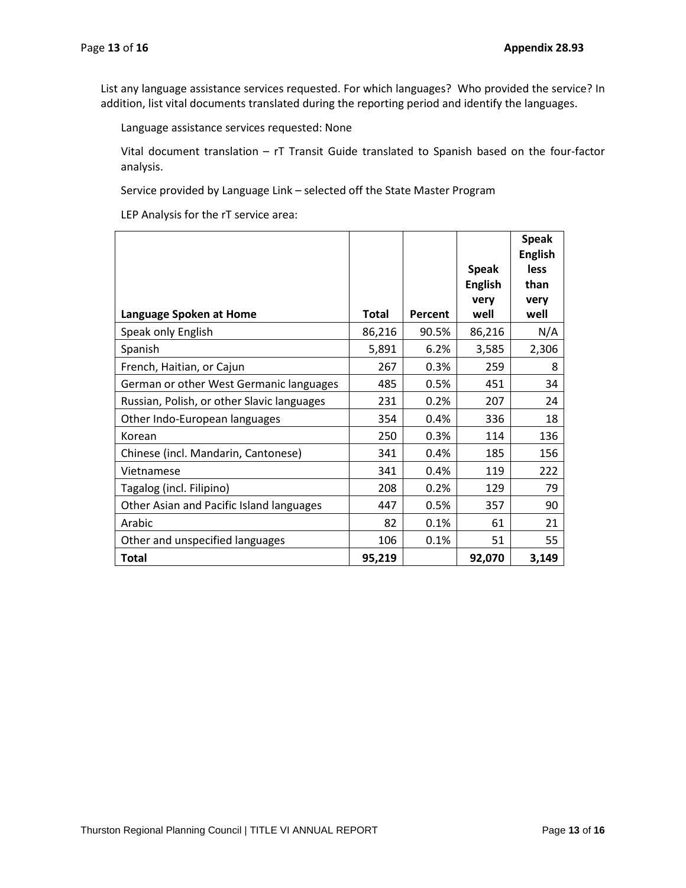List any language assistance services requested. For which languages? Who provided the service? In addition, list vital documents translated during the reporting period and identify the languages.

Language assistance services requested: None

Vital document translation – rT Transit Guide translated to Spanish based on the four-factor analysis.

Service provided by Language Link – selected off the State Master Program

LEP Analysis for the rT service area:

| Language Spoken at Home | Total | Percent | Speak English very well | Speak English less than very well |
|---|---|---|---|---|
| Speak only English | 86,216 | 90.5% | 86,216 | N/A |
| Spanish | 5,891 | 6.2% | 3,585 | 2,306 |
| French, Haitian, or Cajun | 267 | 0.3% | 259 | 8 |
| German or other West Germanic languages | 485 | 0.5% | 451 | 34 |
| Russian, Polish, or other Slavic languages | 231 | 0.2% | 207 | 24 |
| Other Indo-European languages | 354 | 0.4% | 336 | 18 |
| Korean | 250 | 0.3% | 114 | 136 |
| Chinese (incl. Mandarin, Cantonese) | 341 | 0.4% | 185 | 156 |
| Vietnamese | 341 | 0.4% | 119 | 222 |
| Tagalog (incl. Filipino) | 208 | 0.2% | 129 | 79 |
| Other Asian and Pacific Island languages | 447 | 0.5% | 357 | 90 |
| Arabic | 82 | 0.1% | 61 | 21 |
| Other and unspecified languages | 106 | 0.1% | 51 | 55 |
| **Total** | **95,219** | | **92,070** | **3,149** |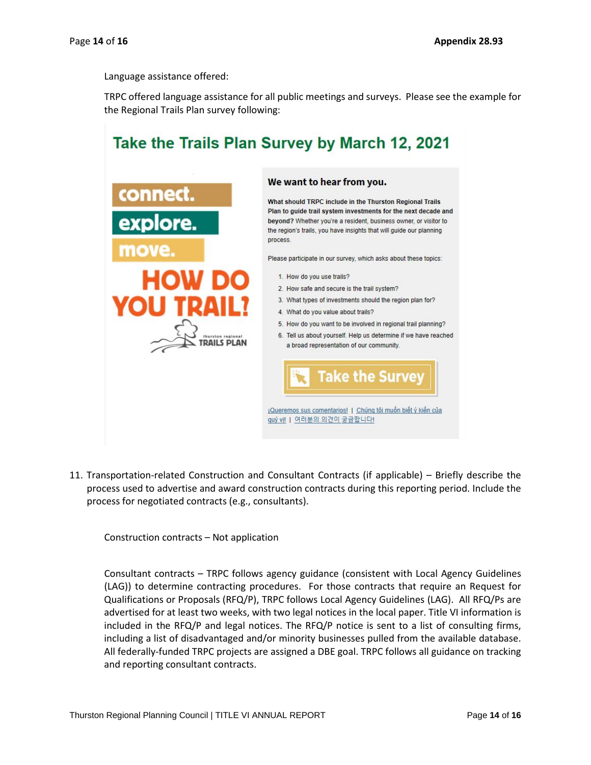Language assistance offered:

TRPC offered language assistance for all public meetings and surveys. Please see the example for the Regional Trails Plan survey following:

## Take the Trails Plan Survey by March 12, 2021

connect.
explore.
move.
HOW DO YOU TRAIL?
thurston regional TRAILS PLAN

**We want to hear from you.**

**What should TRPC include in the Thurston Regional Trails Plan to guide trail system investments for the next decade and beyond?** Whether you're a resident, business owner, or visitor to the region's trails, you have insights that will guide our planning process.

Please participate in our survey, which asks about these topics:

1. How do you use trails?
2. How safe and secure is the trail system?
3. What types of investments should the region plan for?
4. What do you value about trails?
5. How do you want to be involved in regional trail planning?
6. Tell us about yourself. Help us determine if we have reached a broad representation of our community.

Take the Survey

¡Queremos sus comentarios! | Chúng tôi muốn biết ý kiến của quý vị! | 여러분의 의견이 궁금합니다!

11. Transportation-related Construction and Consultant Contracts (if applicable) – Briefly describe the process used to advertise and award construction contracts during this reporting period. Include the process for negotiated contracts (e.g., consultants).

Construction contracts – Not application

Consultant contracts – TRPC follows agency guidance (consistent with Local Agency Guidelines (LAG)) to determine contracting procedures. For those contracts that require an Request for Qualifications or Proposals (RFQ/P), TRPC follows Local Agency Guidelines (LAG). All RFQ/Ps are advertised for at least two weeks, with two legal notices in the local paper. Title VI information is included in the RFQ/P and legal notices. The RFQ/P notice is sent to a list of consulting firms, including a list of disadvantaged and/or minority businesses pulled from the available database. All federally-funded TRPC projects are assigned a DBE goal. TRPC follows all guidance on tracking and reporting consultant contracts.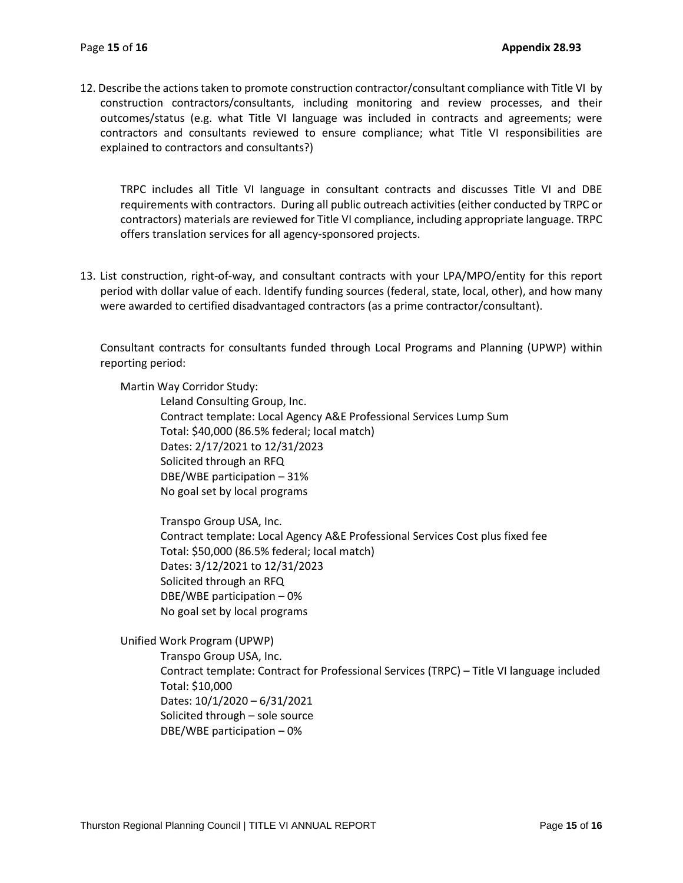12. Describe the actions taken to promote construction contractor/consultant compliance with Title VI by construction contractors/consultants, including monitoring and review processes, and their outcomes/status (e.g. what Title VI language was included in contracts and agreements; were contractors and consultants reviewed to ensure compliance; what Title VI responsibilities are explained to contractors and consultants?)

    TRPC includes all Title VI language in consultant contracts and discusses Title VI and DBE requirements with contractors. During all public outreach activities (either conducted by TRPC or contractors) materials are reviewed for Title VI compliance, including appropriate language. TRPC offers translation services for all agency-sponsored projects.

13. List construction, right-of-way, and consultant contracts with your LPA/MPO/entity for this report period with dollar value of each. Identify funding sources (federal, state, local, other), and how many were awarded to certified disadvantaged contractors (as a prime contractor/consultant).

    Consultant contracts for consultants funded through Local Programs and Planning (UPWP) within reporting period:

    Martin Way Corridor Study:

    Leland Consulting Group, Inc.
    Contract template: Local Agency A&E Professional Services Lump Sum
    Total: $40,000 (86.5% federal; local match)
    Dates: 2/17/2021 to 12/31/2023
    Solicited through an RFQ
    DBE/WBE participation – 31%
    No goal set by local programs

    Transpo Group USA, Inc.
    Contract template: Local Agency A&E Professional Services Cost plus fixed fee
    Total: $50,000 (86.5% federal; local match)
    Dates: 3/12/2021 to 12/31/2023
    Solicited through an RFQ
    DBE/WBE participation – 0%
    No goal set by local programs

    Unified Work Program (UPWP)

    Transpo Group USA, Inc.
    Contract template: Contract for Professional Services (TRPC) – Title VI language included
    Total: $10,000
    Dates: 10/1/2020 – 6/31/2021
    Solicited through – sole source
    DBE/WBE participation – 0%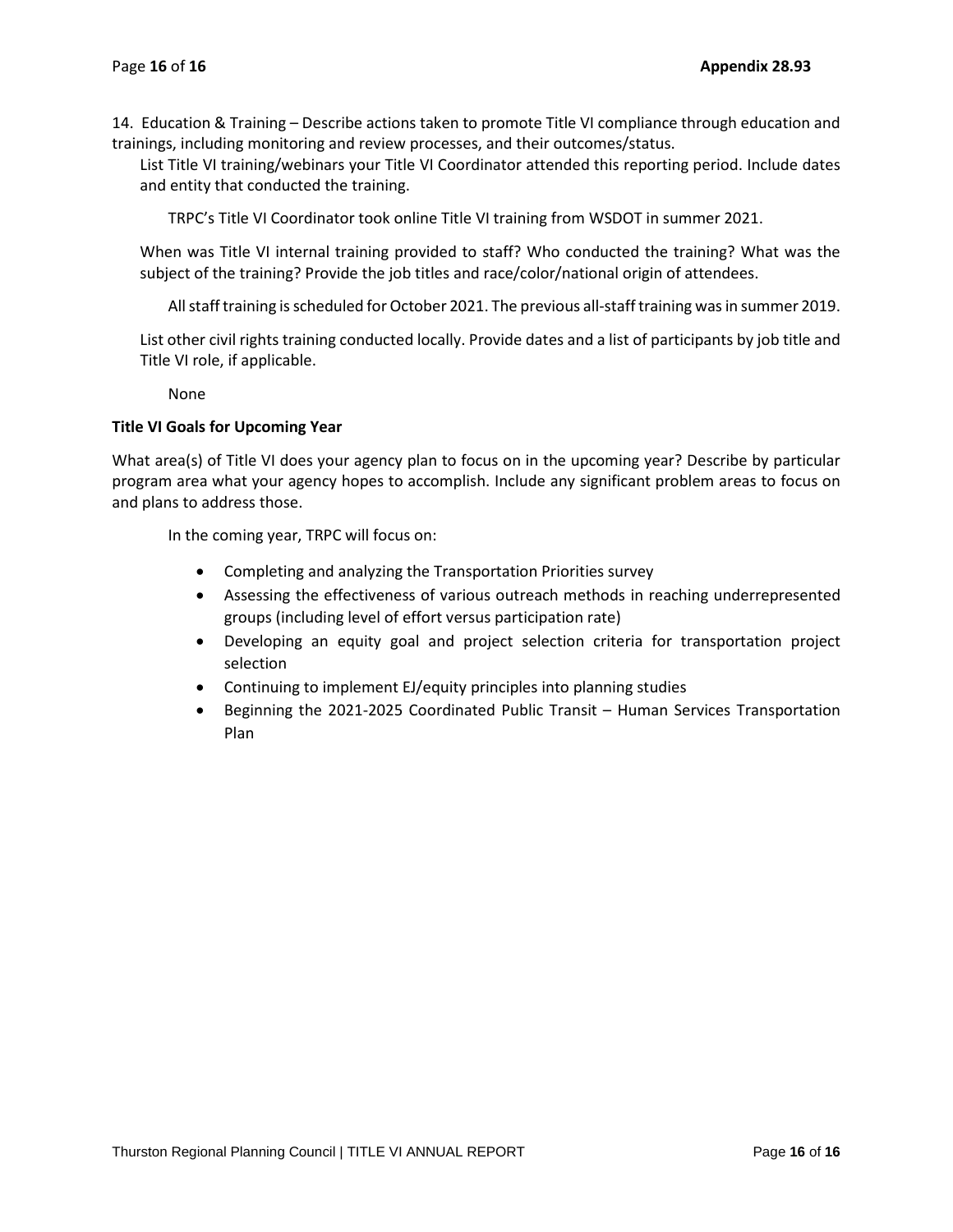14. Education & Training – Describe actions taken to promote Title VI compliance through education and trainings, including monitoring and review processes, and their outcomes/status.

List Title VI training/webinars your Title VI Coordinator attended this reporting period. Include dates and entity that conducted the training.

TRPC's Title VI Coordinator took online Title VI training from WSDOT in summer 2021.

When was Title VI internal training provided to staff? Who conducted the training? What was the subject of the training? Provide the job titles and race/color/national origin of attendees.

All staff training is scheduled for October 2021. The previous all-staff training was in summer 2019.

List other civil rights training conducted locally. Provide dates and a list of participants by job title and Title VI role, if applicable.

None

**Title VI Goals for Upcoming Year**

What area(s) of Title VI does your agency plan to focus on in the upcoming year? Describe by particular program area what your agency hopes to accomplish. Include any significant problem areas to focus on and plans to address those.

In the coming year, TRPC will focus on:

- Completing and analyzing the Transportation Priorities survey
- Assessing the effectiveness of various outreach methods in reaching underrepresented groups (including level of effort versus participation rate)
- Developing an equity goal and project selection criteria for transportation project selection
- Continuing to implement EJ/equity principles into planning studies
- Beginning the 2021-2025 Coordinated Public Transit – Human Services Transportation Plan